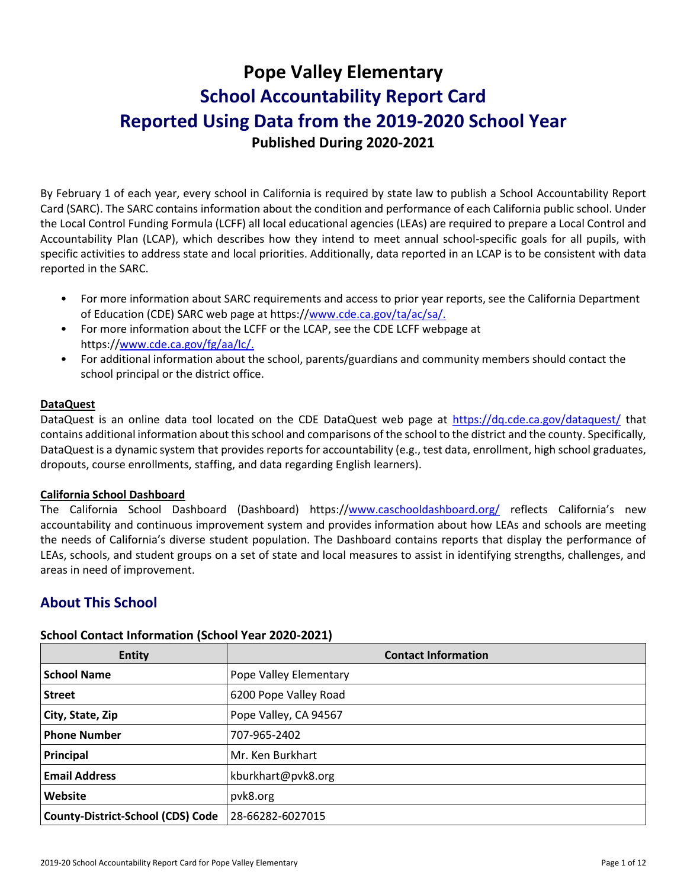# Pope Valley Elementary

# School Accountability Report Card

# Reported Using Data from the 2019-2020 School Year

**Published During 2020-2021**

By February 1 of each year, every school in California is required by state law to publish a School Accountability Report Card (SARC). The SARC contains information about the condition and performance of each California public school. Under the Local Control Funding Formula (LCFF) all local educational agencies (LEAs) are required to prepare a Local Control and Accountability Plan (LCAP), which describes how they intend to meet annual school-specific goals for all pupils, with specific activities to address state and local priorities. Additionally, data reported in an LCAP is to be consistent with data reported in the SARC.

- For more information about SARC requirements and access to prior year reports, see the California Department of Education (CDE) SARC web page at https://www.cde.ca.gov/ta/ac/sa/.
- For more information about the LCFF or the LCAP, see the CDE LCFF webpage at https://www.cde.ca.gov/fg/aa/lc/.
- For additional information about the school, parents/guardians and community members should contact the school principal or the district office.

**DataQuest**

DataQuest is an online data tool located on the CDE DataQuest web page at https://dq.cde.ca.gov/dataquest/ that contains additional information about this school and comparisons of the school to the district and the county. Specifically, DataQuest is a dynamic system that provides reports for accountability (e.g., test data, enrollment, high school graduates, dropouts, course enrollments, staffing, and data regarding English learners).

**California School Dashboard**

The California School Dashboard (Dashboard) https://www.caschooldashboard.org/ reflects California's new accountability and continuous improvement system and provides information about how LEAs and schools are meeting the needs of California's diverse student population. The Dashboard contains reports that display the performance of LEAs, schools, and student groups on a set of state and local measures to assist in identifying strengths, challenges, and areas in need of improvement.

## About This School

### School Contact Information (School Year 2020-2021)

| Entity | Contact Information |
| --- | --- |
| **School Name** | Pope Valley Elementary |
| **Street** | 6200 Pope Valley Road |
| **City, State, Zip** | Pope Valley, CA 94567 |
| **Phone Number** | 707-965-2402 |
| **Principal** | Mr. Ken Burkhart |
| **Email Address** | kburkhart@pvk8.org |
| **Website** | pvk8.org |
| **County-District-School (CDS) Code** | 28-66282-6027015 |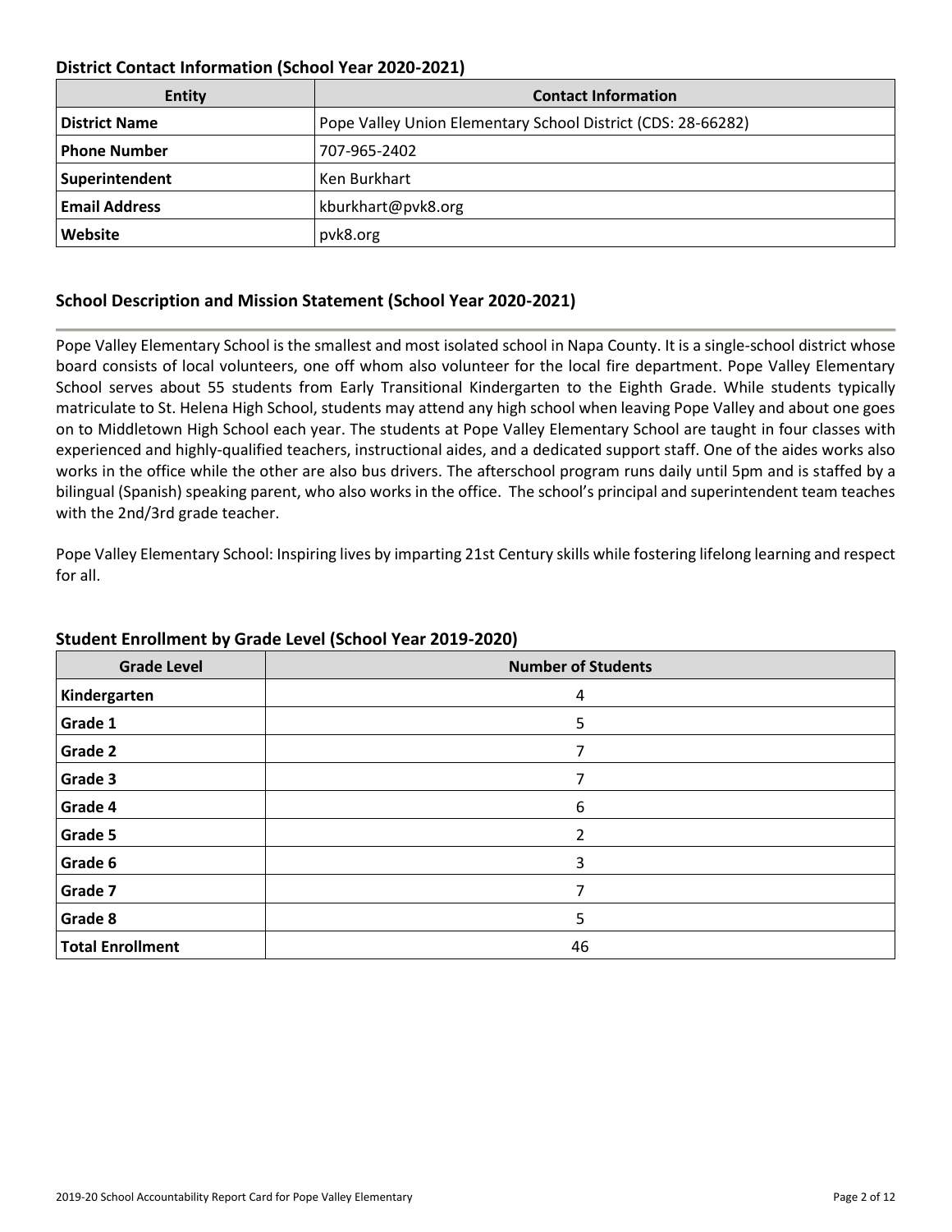### District Contact Information (School Year 2020-2021)

| Entity | Contact Information |
|---|---|
| **District Name** | Pope Valley Union Elementary School District (CDS: 28-66282) |
| **Phone Number** | 707-965-2402 |
| **Superintendent** | Ken Burkhart |
| **Email Address** | kburkhart@pvk8.org |
| **Website** | pvk8.org |

### School Description and Mission Statement (School Year 2020-2021)

Pope Valley Elementary School is the smallest and most isolated school in Napa County. It is a single-school district whose board consists of local volunteers, one off whom also volunteer for the local fire department. Pope Valley Elementary School serves about 55 students from Early Transitional Kindergarten to the Eighth Grade. While students typically matriculate to St. Helena High School, students may attend any high school when leaving Pope Valley and about one goes on to Middletown High School each year. The students at Pope Valley Elementary School are taught in four classes with experienced and highly-qualified teachers, instructional aides, and a dedicated support staff. One of the aides works also works in the office while the other are also bus drivers. The afterschool program runs daily until 5pm and is staffed by a bilingual (Spanish) speaking parent, who also works in the office. The school's principal and superintendent team teaches with the 2nd/3rd grade teacher.

Pope Valley Elementary School: Inspiring lives by imparting 21st Century skills while fostering lifelong learning and respect for all.

### Student Enrollment by Grade Level (School Year 2019-2020)

| Grade Level | Number of Students |
|---|---|
| **Kindergarten** | 4 |
| **Grade 1** | 5 |
| **Grade 2** | 7 |
| **Grade 3** | 7 |
| **Grade 4** | 6 |
| **Grade 5** | 2 |
| **Grade 6** | 3 |
| **Grade 7** | 7 |
| **Grade 8** | 5 |
| **Total Enrollment** | 46 |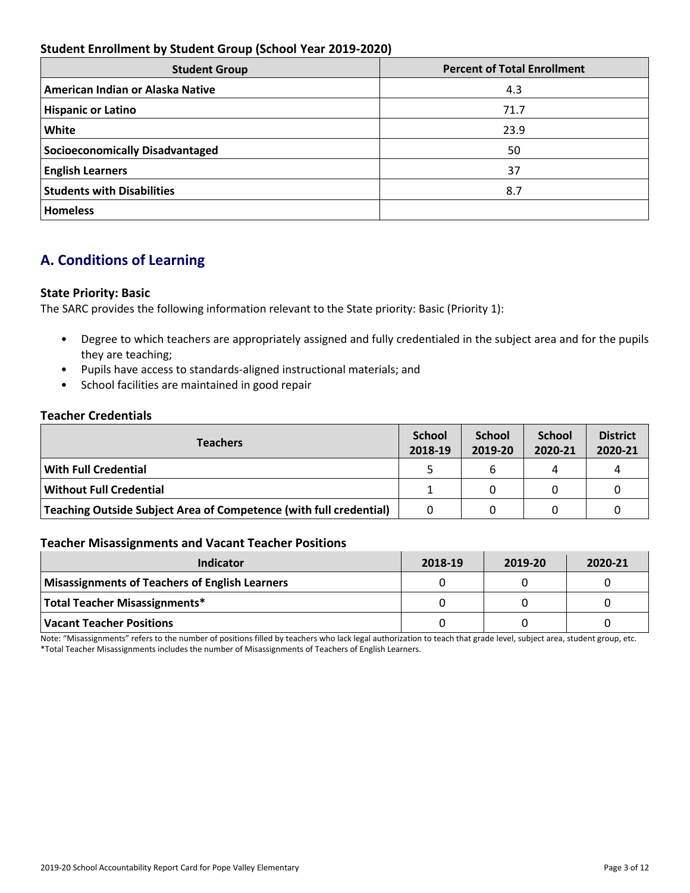### Student Enrollment by Student Group (School Year 2019-2020)

| Student Group | Percent of Total Enrollment |
|---|---|
| **American Indian or Alaska Native** | 4.3 |
| **Hispanic or Latino** | 71.7 |
| **White** | 23.9 |
| **Socioeconomically Disadvantaged** | 50 |
| **English Learners** | 37 |
| **Students with Disabilities** | 8.7 |
| **Homeless** | |

## A. Conditions of Learning

### State Priority: Basic

The SARC provides the following information relevant to the State priority: Basic (Priority 1):

- Degree to which teachers are appropriately assigned and fully credentialed in the subject area and for the pupils they are teaching;
- Pupils have access to standards-aligned instructional materials; and
- School facilities are maintained in good repair

### Teacher Credentials

| Teachers | School 2018-19 | School 2019-20 | School 2020-21 | District 2020-21 |
|---|---|---|---|---|
| **With Full Credential** | 5 | 6 | 4 | 4 |
| **Without Full Credential** | 1 | 0 | 0 | 0 |
| **Teaching Outside Subject Area of Competence (with full credential)** | 0 | 0 | 0 | 0 |

### Teacher Misassignments and Vacant Teacher Positions

| Indicator | 2018-19 | 2019-20 | 2020-21 |
|---|---|---|---|
| **Misassignments of Teachers of English Learners** | 0 | 0 | 0 |
| **Total Teacher Misassignments*** | 0 | 0 | 0 |
| **Vacant Teacher Positions** | 0 | 0 | 0 |

Note: "Misassignments" refers to the number of positions filled by teachers who lack legal authorization to teach that grade level, subject area, student group, etc.
*Total Teacher Misassignments includes the number of Misassignments of Teachers of English Learners.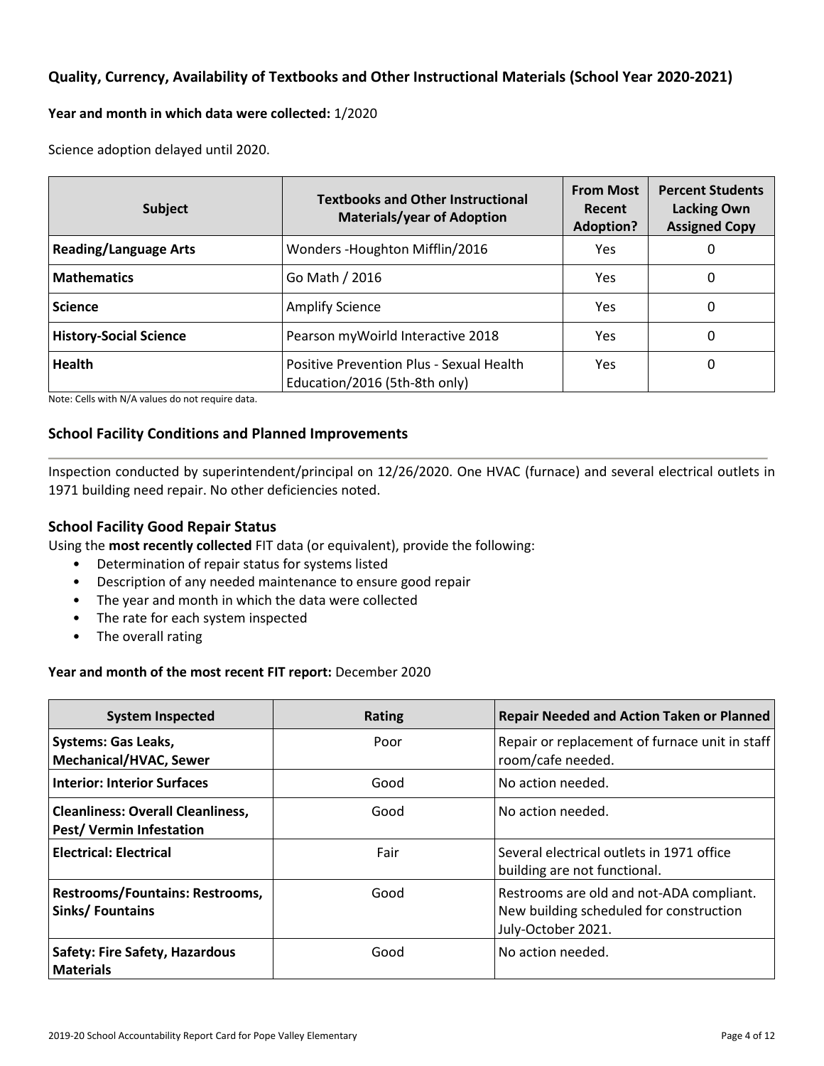## Quality, Currency, Availability of Textbooks and Other Instructional Materials (School Year 2020-2021)

**Year and month in which data were collected:** 1/2020

Science adoption delayed until 2020.

| Subject | Textbooks and Other Instructional Materials/year of Adoption | From Most Recent Adoption? | Percent Students Lacking Own Assigned Copy |
|---|---|---|---|
| **Reading/Language Arts** | Wonders -Houghton Mifflin/2016 | Yes | 0 |
| **Mathematics** | Go Math / 2016 | Yes | 0 |
| **Science** | Amplify Science | Yes | 0 |
| **History-Social Science** | Pearson myWoirld Interactive 2018 | Yes | 0 |
| **Health** | Positive Prevention Plus - Sexual Health Education/2016 (5th-8th only) | Yes | 0 |

Note: Cells with N/A values do not require data.

## School Facility Conditions and Planned Improvements

Inspection conducted by superintendent/principal on 12/26/2020. One HVAC (furnace) and several electrical outlets in 1971 building need repair. No other deficiencies noted.

### School Facility Good Repair Status

Using the **most recently collected** FIT data (or equivalent), provide the following:

- Determination of repair status for systems listed
- Description of any needed maintenance to ensure good repair
- The year and month in which the data were collected
- The rate for each system inspected
- The overall rating

**Year and month of the most recent FIT report:** December 2020

| System Inspected | Rating | Repair Needed and Action Taken or Planned |
|---|---|---|
| **Systems: Gas Leaks, Mechanical/HVAC, Sewer** | Poor | Repair or replacement of furnace unit in staff room/cafe needed. |
| **Interior: Interior Surfaces** | Good | No action needed. |
| **Cleanliness: Overall Cleanliness, Pest/ Vermin Infestation** | Good | No action needed. |
| **Electrical: Electrical** | Fair | Several electrical outlets in 1971 office building are not functional. |
| **Restrooms/Fountains: Restrooms, Sinks/ Fountains** | Good | Restrooms are old and not-ADA compliant. New building scheduled for construction July-October 2021. |
| **Safety: Fire Safety, Hazardous Materials** | Good | No action needed. |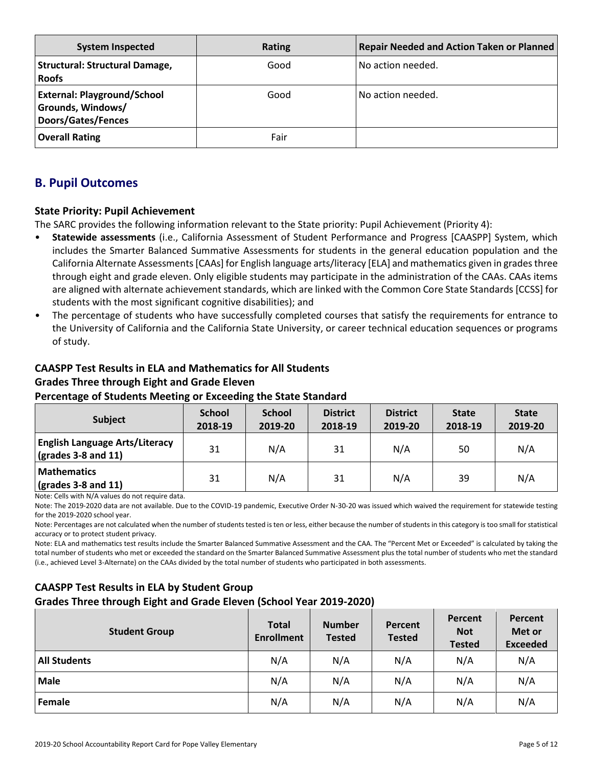| System Inspected | Rating | Repair Needed and Action Taken or Planned |
|---|---|---|
| **Structural: Structural Damage, Roofs** | Good | No action needed. |
| **External: Playground/School Grounds, Windows/ Doors/Gates/Fences** | Good | No action needed. |
| **Overall Rating** | Fair | |

## B. Pupil Outcomes

### State Priority: Pupil Achievement

The SARC provides the following information relevant to the State priority: Pupil Achievement (Priority 4):

- **Statewide assessments** (i.e., California Assessment of Student Performance and Progress [CAASPP] System, which includes the Smarter Balanced Summative Assessments for students in the general education population and the California Alternate Assessments [CAAs] for English language arts/literacy [ELA] and mathematics given in grades three through eight and grade eleven. Only eligible students may participate in the administration of the CAAs. CAAs items are aligned with alternate achievement standards, which are linked with the Common Core State Standards [CCSS] for students with the most significant cognitive disabilities); and
- The percentage of students who have successfully completed courses that satisfy the requirements for entrance to the University of California and the California State University, or career technical education sequences or programs of study.

### CAASPP Test Results in ELA and Mathematics for All Students
### Grades Three through Eight and Grade Eleven
### Percentage of Students Meeting or Exceeding the State Standard

| Subject | School 2018-19 | School 2019-20 | District 2018-19 | District 2019-20 | State 2018-19 | State 2019-20 |
|---|---|---|---|---|---|---|
| **English Language Arts/Literacy (grades 3-8 and 11)** | 31 | N/A | 31 | N/A | 50 | N/A |
| **Mathematics (grades 3-8 and 11)** | 31 | N/A | 31 | N/A | 39 | N/A |

Note: Cells with N/A values do not require data.

Note: The 2019-2020 data are not available. Due to the COVID-19 pandemic, Executive Order N-30-20 was issued which waived the requirement for statewide testing for the 2019-2020 school year.

Note: Percentages are not calculated when the number of students tested is ten or less, either because the number of students in this category is too small for statistical accuracy or to protect student privacy.

Note: ELA and mathematics test results include the Smarter Balanced Summative Assessment and the CAA. The "Percent Met or Exceeded" is calculated by taking the total number of students who met or exceeded the standard on the Smarter Balanced Summative Assessment plus the total number of students who met the standard (i.e., achieved Level 3-Alternate) on the CAAs divided by the total number of students who participated in both assessments.

### CAASPP Test Results in ELA by Student Group
### Grades Three through Eight and Grade Eleven (School Year 2019-2020)

| Student Group | Total Enrollment | Number Tested | Percent Tested | Percent Not Tested | Percent Met or Exceeded |
|---|---|---|---|---|---|
| **All Students** | N/A | N/A | N/A | N/A | N/A |
| **Male** | N/A | N/A | N/A | N/A | N/A |
| **Female** | N/A | N/A | N/A | N/A | N/A |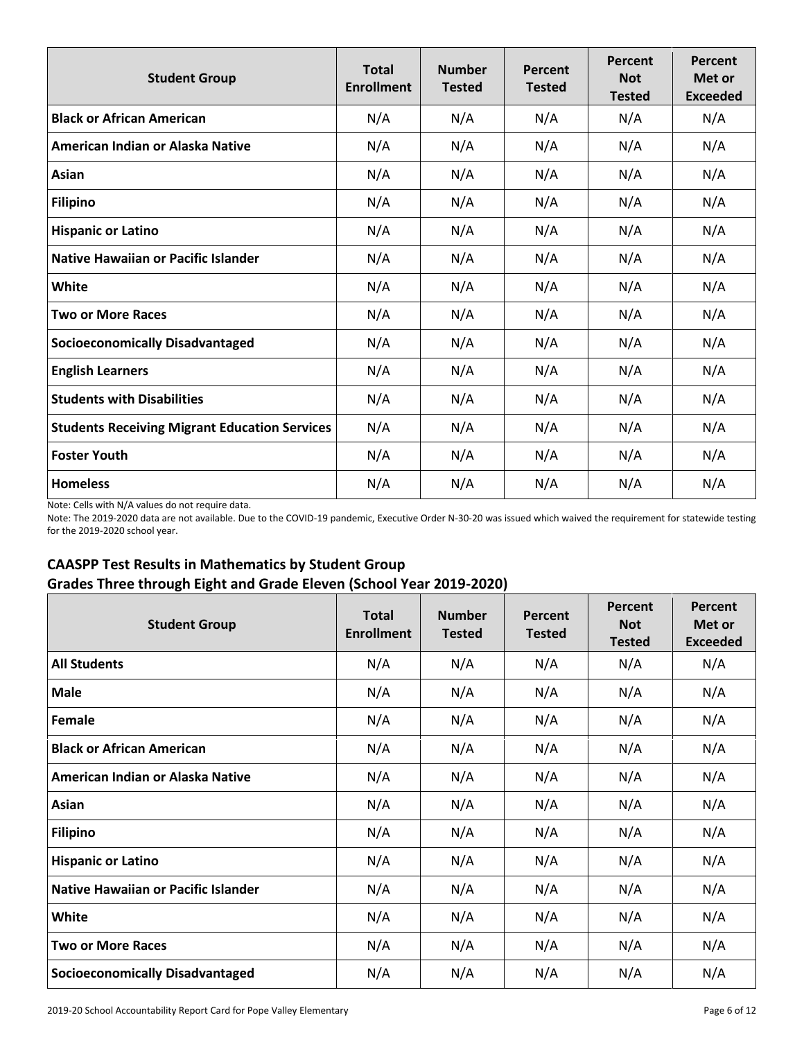| Student Group | Total Enrollment | Number Tested | Percent Tested | Percent Not Tested | Percent Met or Exceeded |
|---|---|---|---|---|---|
| **Black or African American** | N/A | N/A | N/A | N/A | N/A |
| **American Indian or Alaska Native** | N/A | N/A | N/A | N/A | N/A |
| **Asian** | N/A | N/A | N/A | N/A | N/A |
| **Filipino** | N/A | N/A | N/A | N/A | N/A |
| **Hispanic or Latino** | N/A | N/A | N/A | N/A | N/A |
| **Native Hawaiian or Pacific Islander** | N/A | N/A | N/A | N/A | N/A |
| **White** | N/A | N/A | N/A | N/A | N/A |
| **Two or More Races** | N/A | N/A | N/A | N/A | N/A |
| **Socioeconomically Disadvantaged** | N/A | N/A | N/A | N/A | N/A |
| **English Learners** | N/A | N/A | N/A | N/A | N/A |
| **Students with Disabilities** | N/A | N/A | N/A | N/A | N/A |
| **Students Receiving Migrant Education Services** | N/A | N/A | N/A | N/A | N/A |
| **Foster Youth** | N/A | N/A | N/A | N/A | N/A |
| **Homeless** | N/A | N/A | N/A | N/A | N/A |

Note: Cells with N/A values do not require data.

Note: The 2019-2020 data are not available. Due to the COVID-19 pandemic, Executive Order N-30-20 was issued which waived the requirement for statewide testing for the 2019-2020 school year.

## CAASPP Test Results in Mathematics by Student Group
## Grades Three through Eight and Grade Eleven (School Year 2019-2020)

| Student Group | Total Enrollment | Number Tested | Percent Tested | Percent Not Tested | Percent Met or Exceeded |
|---|---|---|---|---|---|
| **All Students** | N/A | N/A | N/A | N/A | N/A |
| **Male** | N/A | N/A | N/A | N/A | N/A |
| **Female** | N/A | N/A | N/A | N/A | N/A |
| **Black or African American** | N/A | N/A | N/A | N/A | N/A |
| **American Indian or Alaska Native** | N/A | N/A | N/A | N/A | N/A |
| **Asian** | N/A | N/A | N/A | N/A | N/A |
| **Filipino** | N/A | N/A | N/A | N/A | N/A |
| **Hispanic or Latino** | N/A | N/A | N/A | N/A | N/A |
| **Native Hawaiian or Pacific Islander** | N/A | N/A | N/A | N/A | N/A |
| **White** | N/A | N/A | N/A | N/A | N/A |
| **Two or More Races** | N/A | N/A | N/A | N/A | N/A |
| **Socioeconomically Disadvantaged** | N/A | N/A | N/A | N/A | N/A |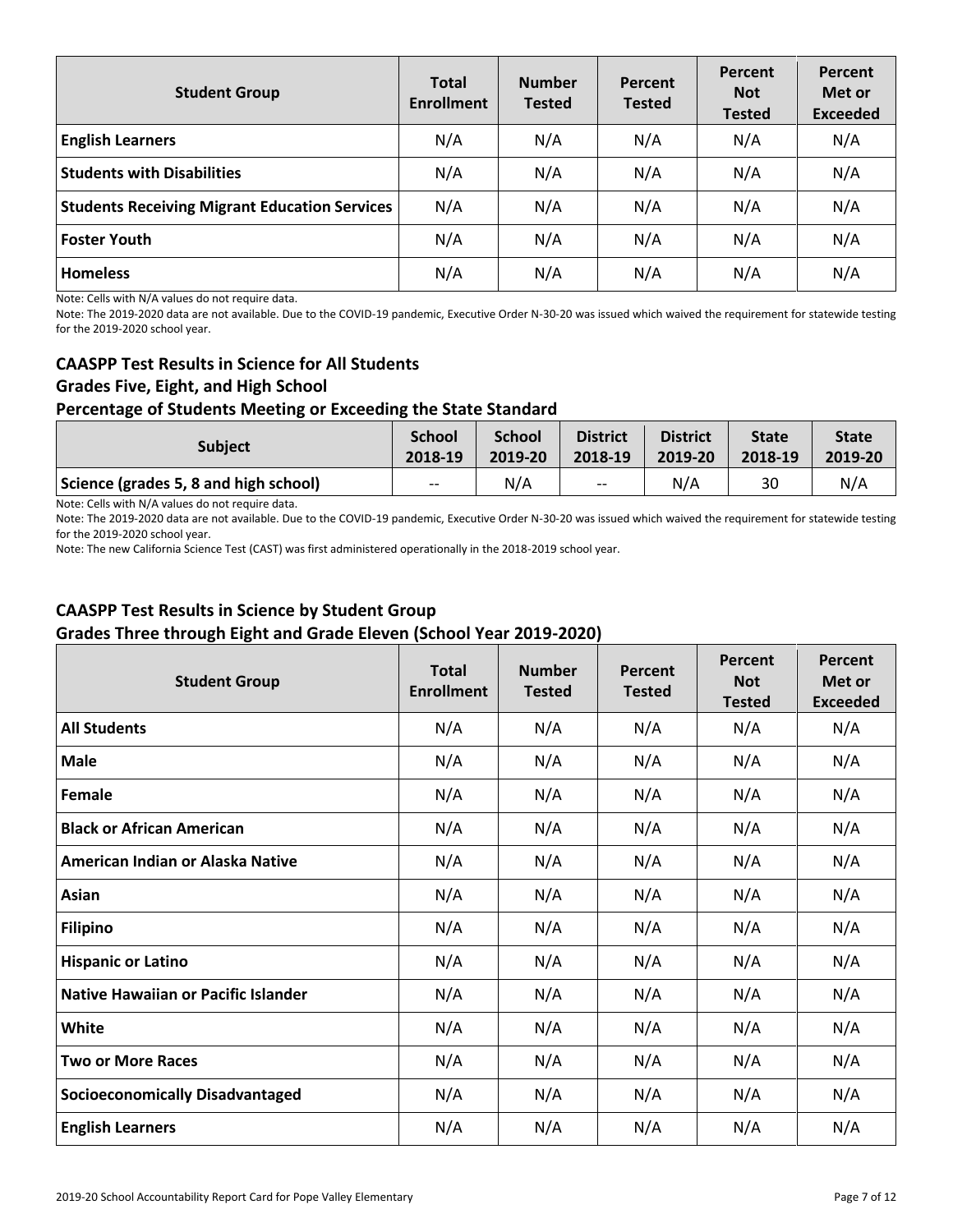| Student Group | Total Enrollment | Number Tested | Percent Tested | Percent Not Tested | Percent Met or Exceeded |
|---|---|---|---|---|---|
| **English Learners** | N/A | N/A | N/A | N/A | N/A |
| **Students with Disabilities** | N/A | N/A | N/A | N/A | N/A |
| **Students Receiving Migrant Education Services** | N/A | N/A | N/A | N/A | N/A |
| **Foster Youth** | N/A | N/A | N/A | N/A | N/A |
| **Homeless** | N/A | N/A | N/A | N/A | N/A |

Note: Cells with N/A values do not require data.

Note: The 2019-2020 data are not available. Due to the COVID-19 pandemic, Executive Order N-30-20 was issued which waived the requirement for statewide testing for the 2019-2020 school year.

## CAASPP Test Results in Science for All Students
## Grades Five, Eight, and High School
## Percentage of Students Meeting or Exceeding the State Standard

| Subject | School 2018-19 | School 2019-20 | District 2018-19 | District 2019-20 | State 2018-19 | State 2019-20 |
|---|---|---|---|---|---|---|
| **Science (grades 5, 8 and high school)** | -- | N/A | -- | N/A | 30 | N/A |

Note: Cells with N/A values do not require data.

Note: The 2019-2020 data are not available. Due to the COVID-19 pandemic, Executive Order N-30-20 was issued which waived the requirement for statewide testing for the 2019-2020 school year.

Note: The new California Science Test (CAST) was first administered operationally in the 2018-2019 school year.

## CAASPP Test Results in Science by Student Group
## Grades Three through Eight and Grade Eleven (School Year 2019-2020)

| Student Group | Total Enrollment | Number Tested | Percent Tested | Percent Not Tested | Percent Met or Exceeded |
|---|---|---|---|---|---|
| **All Students** | N/A | N/A | N/A | N/A | N/A |
| **Male** | N/A | N/A | N/A | N/A | N/A |
| **Female** | N/A | N/A | N/A | N/A | N/A |
| **Black or African American** | N/A | N/A | N/A | N/A | N/A |
| **American Indian or Alaska Native** | N/A | N/A | N/A | N/A | N/A |
| **Asian** | N/A | N/A | N/A | N/A | N/A |
| **Filipino** | N/A | N/A | N/A | N/A | N/A |
| **Hispanic or Latino** | N/A | N/A | N/A | N/A | N/A |
| **Native Hawaiian or Pacific Islander** | N/A | N/A | N/A | N/A | N/A |
| **White** | N/A | N/A | N/A | N/A | N/A |
| **Two or More Races** | N/A | N/A | N/A | N/A | N/A |
| **Socioeconomically Disadvantaged** | N/A | N/A | N/A | N/A | N/A |
| **English Learners** | N/A | N/A | N/A | N/A | N/A |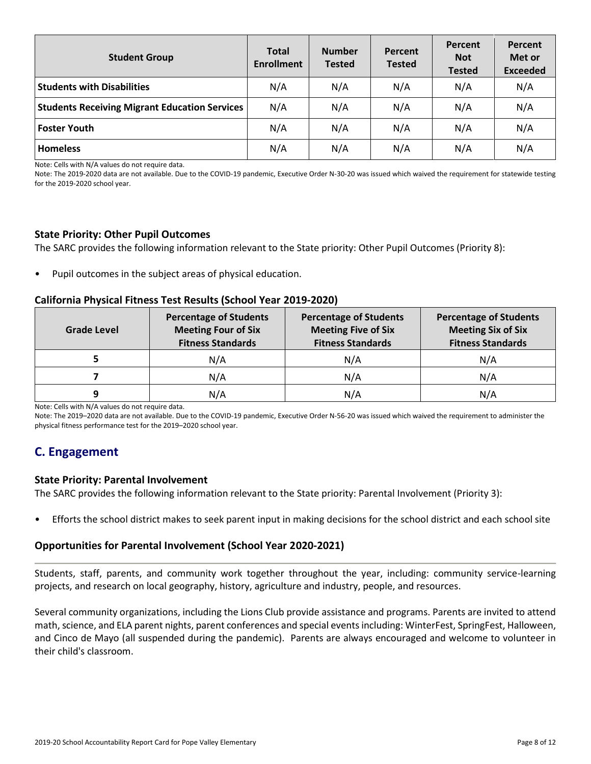| Student Group | Total Enrollment | Number Tested | Percent Tested | Percent Not Tested | Percent Met or Exceeded |
|---|---|---|---|---|---|
| **Students with Disabilities** | N/A | N/A | N/A | N/A | N/A |
| **Students Receiving Migrant Education Services** | N/A | N/A | N/A | N/A | N/A |
| **Foster Youth** | N/A | N/A | N/A | N/A | N/A |
| **Homeless** | N/A | N/A | N/A | N/A | N/A |

Note: Cells with N/A values do not require data.

Note: The 2019-2020 data are not available. Due to the COVID-19 pandemic, Executive Order N-30-20 was issued which waived the requirement for statewide testing for the 2019-2020 school year.

### State Priority: Other Pupil Outcomes

The SARC provides the following information relevant to the State priority: Other Pupil Outcomes (Priority 8):

- Pupil outcomes in the subject areas of physical education.

### California Physical Fitness Test Results (School Year 2019-2020)

| Grade Level | Percentage of Students Meeting Four of Six Fitness Standards | Percentage of Students Meeting Five of Six Fitness Standards | Percentage of Students Meeting Six of Six Fitness Standards |
|---|---|---|---|
| **5** | N/A | N/A | N/A |
| **7** | N/A | N/A | N/A |
| **9** | N/A | N/A | N/A |

Note: Cells with N/A values do not require data.

Note: The 2019–2020 data are not available. Due to the COVID-19 pandemic, Executive Order N-56-20 was issued which waived the requirement to administer the physical fitness performance test for the 2019–2020 school year.

## C. Engagement

### State Priority: Parental Involvement

The SARC provides the following information relevant to the State priority: Parental Involvement (Priority 3):

- Efforts the school district makes to seek parent input in making decisions for the school district and each school site

### Opportunities for Parental Involvement (School Year 2020-2021)

Students, staff, parents, and community work together throughout the year, including: community service-learning projects, and research on local geography, history, agriculture and industry, people, and resources.

Several community organizations, including the Lions Club provide assistance and programs. Parents are invited to attend math, science, and ELA parent nights, parent conferences and special events including: WinterFest, SpringFest, Halloween, and Cinco de Mayo (all suspended during the pandemic). Parents are always encouraged and welcome to volunteer in their child's classroom.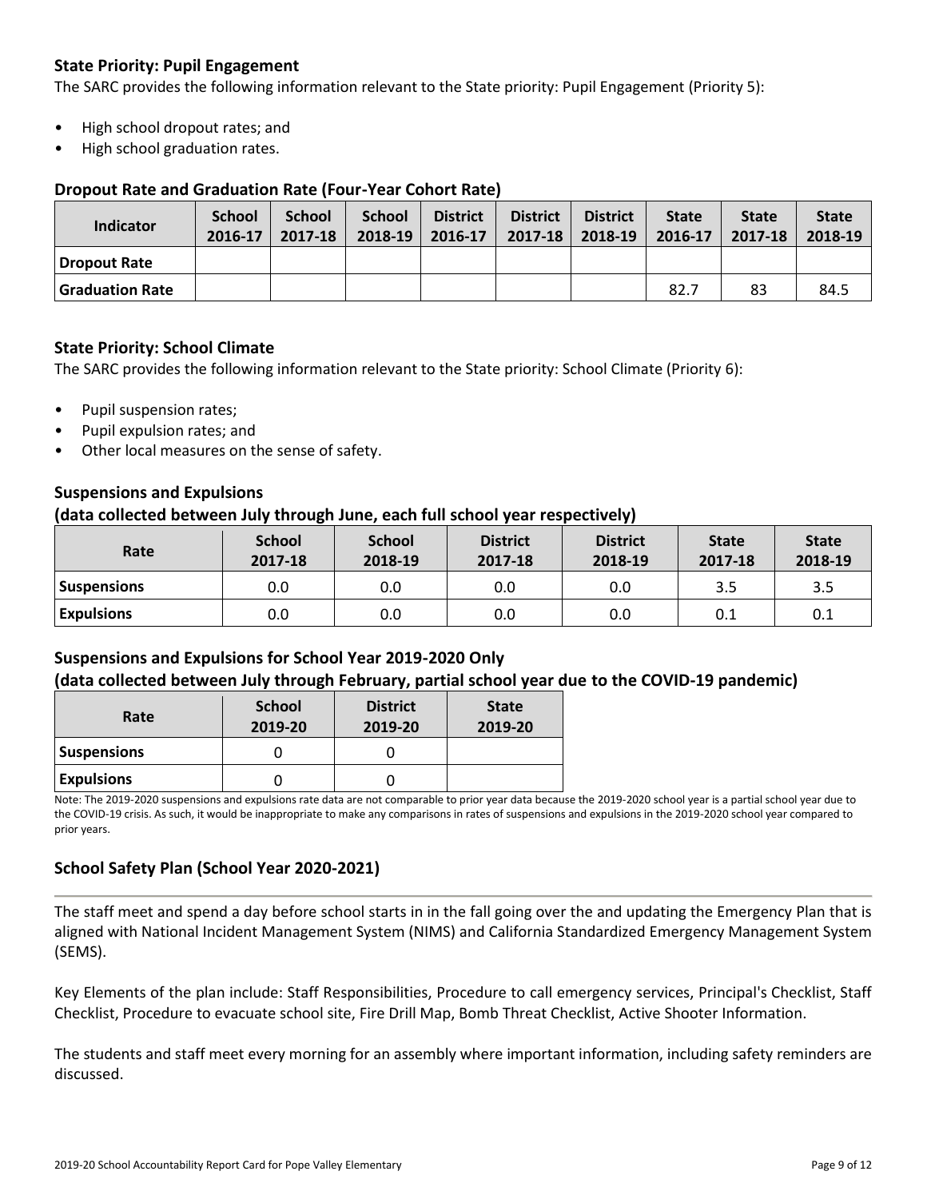### State Priority: Pupil Engagement

The SARC provides the following information relevant to the State priority: Pupil Engagement (Priority 5):

- High school dropout rates; and
- High school graduation rates.

### Dropout Rate and Graduation Rate (Four-Year Cohort Rate)

| Indicator | School 2016-17 | School 2017-18 | School 2018-19 | District 2016-17 | District 2017-18 | District 2018-19 | State 2016-17 | State 2017-18 | State 2018-19 |
|---|---|---|---|---|---|---|---|---|---|
| Dropout Rate | | | | | | | | | |
| Graduation Rate | | | | | | | 82.7 | 83 | 84.5 |

### State Priority: School Climate

The SARC provides the following information relevant to the State priority: School Climate (Priority 6):

- Pupil suspension rates;
- Pupil expulsion rates; and
- Other local measures on the sense of safety.

### Suspensions and Expulsions
### (data collected between July through June, each full school year respectively)

| Rate | School 2017-18 | School 2018-19 | District 2017-18 | District 2018-19 | State 2017-18 | State 2018-19 |
|---|---|---|---|---|---|---|
| Suspensions | 0.0 | 0.0 | 0.0 | 0.0 | 3.5 | 3.5 |
| Expulsions | 0.0 | 0.0 | 0.0 | 0.0 | 0.1 | 0.1 |

### Suspensions and Expulsions for School Year 2019-2020 Only
### (data collected between July through February, partial school year due to the COVID-19 pandemic)

| Rate | School 2019-20 | District 2019-20 | State 2019-20 |
|---|---|---|---|
| Suspensions | 0 | 0 | |
| Expulsions | 0 | 0 | |

Note: The 2019-2020 suspensions and expulsions rate data are not comparable to prior year data because the 2019-2020 school year is a partial school year due to the COVID-19 crisis. As such, it would be inappropriate to make any comparisons in rates of suspensions and expulsions in the 2019-2020 school year compared to prior years.

### School Safety Plan (School Year 2020-2021)

The staff meet and spend a day before school starts in in the fall going over the and updating the Emergency Plan that is aligned with National Incident Management System (NIMS) and California Standardized Emergency Management System (SEMS).

Key Elements of the plan include: Staff Responsibilities, Procedure to call emergency services, Principal's Checklist, Staff Checklist, Procedure to evacuate school site, Fire Drill Map, Bomb Threat Checklist, Active Shooter Information.

The students and staff meet every morning for an assembly where important information, including safety reminders are discussed.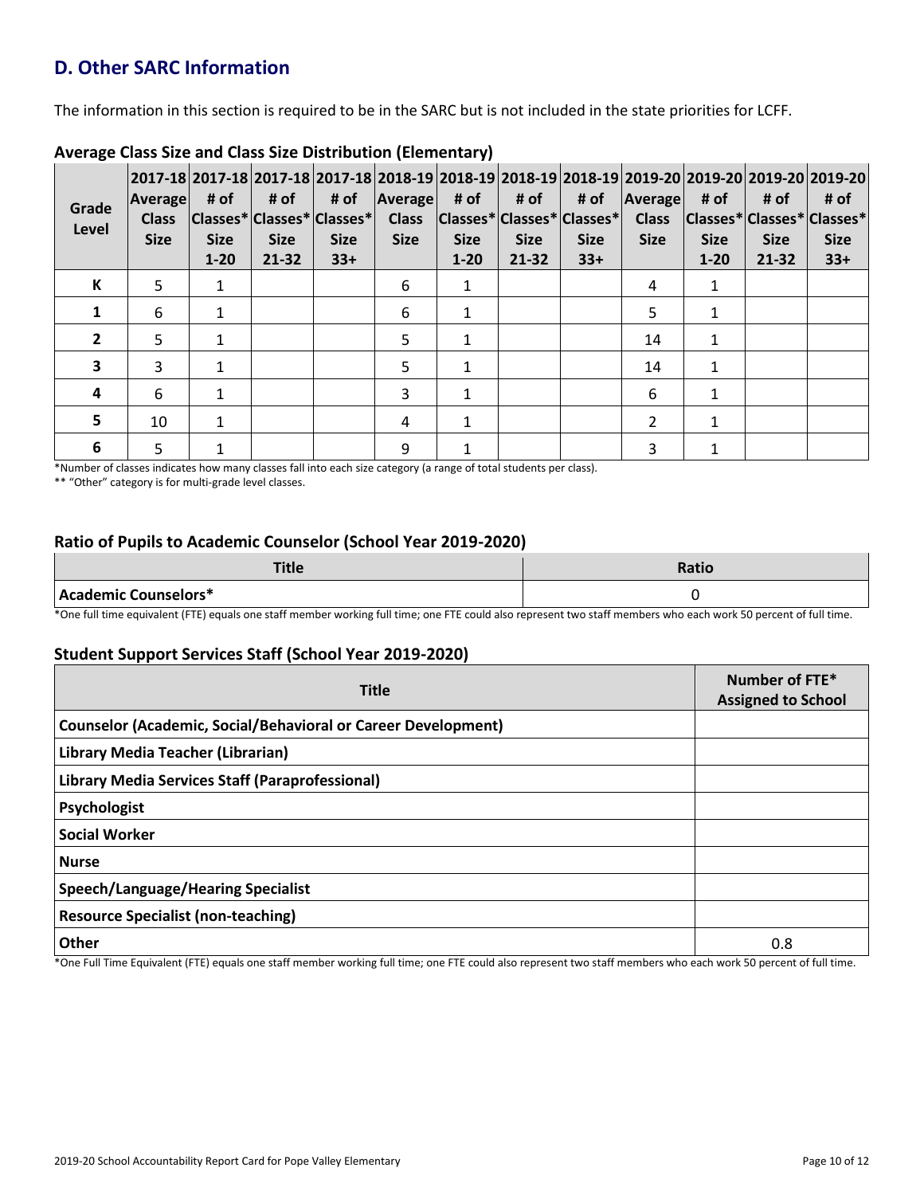## D. Other SARC Information

The information in this section is required to be in the SARC but is not included in the state priorities for LCFF.

### Average Class Size and Class Size Distribution (Elementary)

| Grade Level | 2017-18 Average Class Size | 2017-18 # of Classes* Size 1-20 | 2017-18 # of Classes* Size 21-32 | 2017-18 # of Classes* Size 33+ | 2018-19 Average Class Size | 2018-19 # of Classes* Size 1-20 | 2018-19 # of Classes* Size 21-32 | 2018-19 # of Classes* Size 33+ | 2019-20 Average Class Size | 2019-20 # of Classes* Size 1-20 | 2019-20 # of Classes* Size 21-32 | 2019-20 # of Classes* Size 33+ |
|---|---|---|---|---|---|---|---|---|---|---|---|---|
| K | 5 | 1 | | | 6 | 1 | | | 4 | 1 | | |
| 1 | 6 | 1 | | | 6 | 1 | | | 5 | 1 | | |
| 2 | 5 | 1 | | | 5 | 1 | | | 14 | 1 | | |
| 3 | 3 | 1 | | | 5 | 1 | | | 14 | 1 | | |
| 4 | 6 | 1 | | | 3 | 1 | | | 6 | 1 | | |
| 5 | 10 | 1 | | | 4 | 1 | | | 2 | 1 | | |
| 6 | 5 | 1 | | | 9 | 1 | | | 3 | 1 | | |

*Number of classes indicates how many classes fall into each size category (a range of total students per class).

** "Other" category is for multi-grade level classes.

### Ratio of Pupils to Academic Counselor (School Year 2019-2020)

| Title | Ratio |
|---|---|
| **Academic Counselors*** | 0 |

*One full time equivalent (FTE) equals one staff member working full time; one FTE could also represent two staff members who each work 50 percent of full time.

### Student Support Services Staff (School Year 2019-2020)

| Title | Number of FTE* Assigned to School |
|---|---|
| **Counselor (Academic, Social/Behavioral or Career Development)** | |
| **Library Media Teacher (Librarian)** | |
| **Library Media Services Staff (Paraprofessional)** | |
| **Psychologist** | |
| **Social Worker** | |
| **Nurse** | |
| **Speech/Language/Hearing Specialist** | |
| **Resource Specialist (non-teaching)** | |
| **Other** | 0.8 |

*One Full Time Equivalent (FTE) equals one staff member working full time; one FTE could also represent two staff members who each work 50 percent of full time.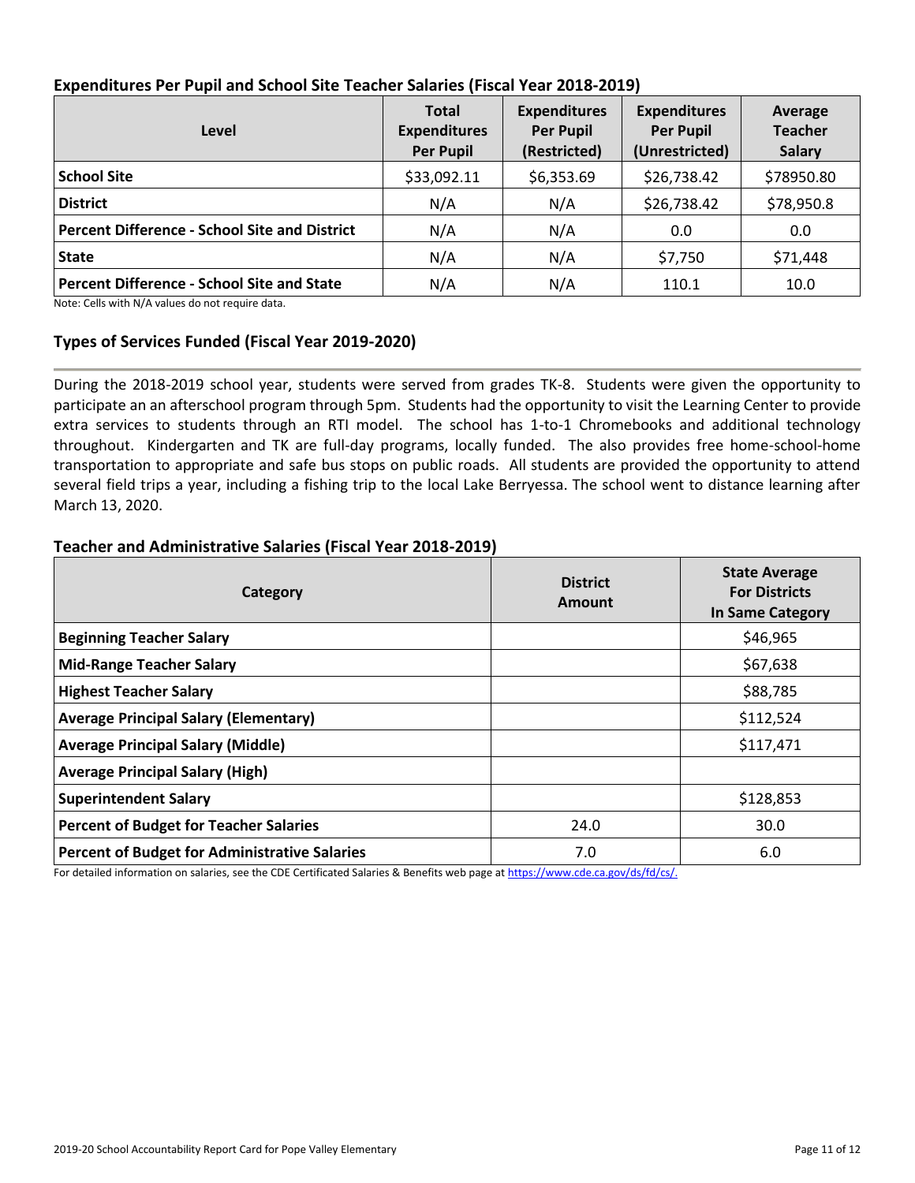## Expenditures Per Pupil and School Site Teacher Salaries (Fiscal Year 2018-2019)

| Level | Total Expenditures Per Pupil | Expenditures Per Pupil (Restricted) | Expenditures Per Pupil (Unrestricted) | Average Teacher Salary |
|---|---|---|---|---|
| **School Site** | $33,092.11 | $6,353.69 | $26,738.42 | $78950.80 |
| **District** | N/A | N/A | $26,738.42 | $78,950.8 |
| **Percent Difference - School Site and District** | N/A | N/A | 0.0 | 0.0 |
| **State** | N/A | N/A | $7,750 | $71,448 |
| **Percent Difference - School Site and State** | N/A | N/A | 110.1 | 10.0 |

Note: Cells with N/A values do not require data.

## Types of Services Funded (Fiscal Year 2019-2020)

During the 2018-2019 school year, students were served from grades TK-8. Students were given the opportunity to participate an an afterschool program through 5pm. Students had the opportunity to visit the Learning Center to provide extra services to students through an RTI model. The school has 1-to-1 Chromebooks and additional technology throughout. Kindergarten and TK are full-day programs, locally funded. The also provides free home-school-home transportation to appropriate and safe bus stops on public roads. All students are provided the opportunity to attend several field trips a year, including a fishing trip to the local Lake Berryessa. The school went to distance learning after March 13, 2020.

## Teacher and Administrative Salaries (Fiscal Year 2018-2019)

| Category | District Amount | State Average For Districts In Same Category |
|---|---|---|
| **Beginning Teacher Salary** | | $46,965 |
| **Mid-Range Teacher Salary** | | $67,638 |
| **Highest Teacher Salary** | | $88,785 |
| **Average Principal Salary (Elementary)** | | $112,524 |
| **Average Principal Salary (Middle)** | | $117,471 |
| **Average Principal Salary (High)** | | |
| **Superintendent Salary** | | $128,853 |
| **Percent of Budget for Teacher Salaries** | 24.0 | 30.0 |
| **Percent of Budget for Administrative Salaries** | 7.0 | 6.0 |

For detailed information on salaries, see the CDE Certificated Salaries & Benefits web page at https://www.cde.ca.gov/ds/fd/cs/.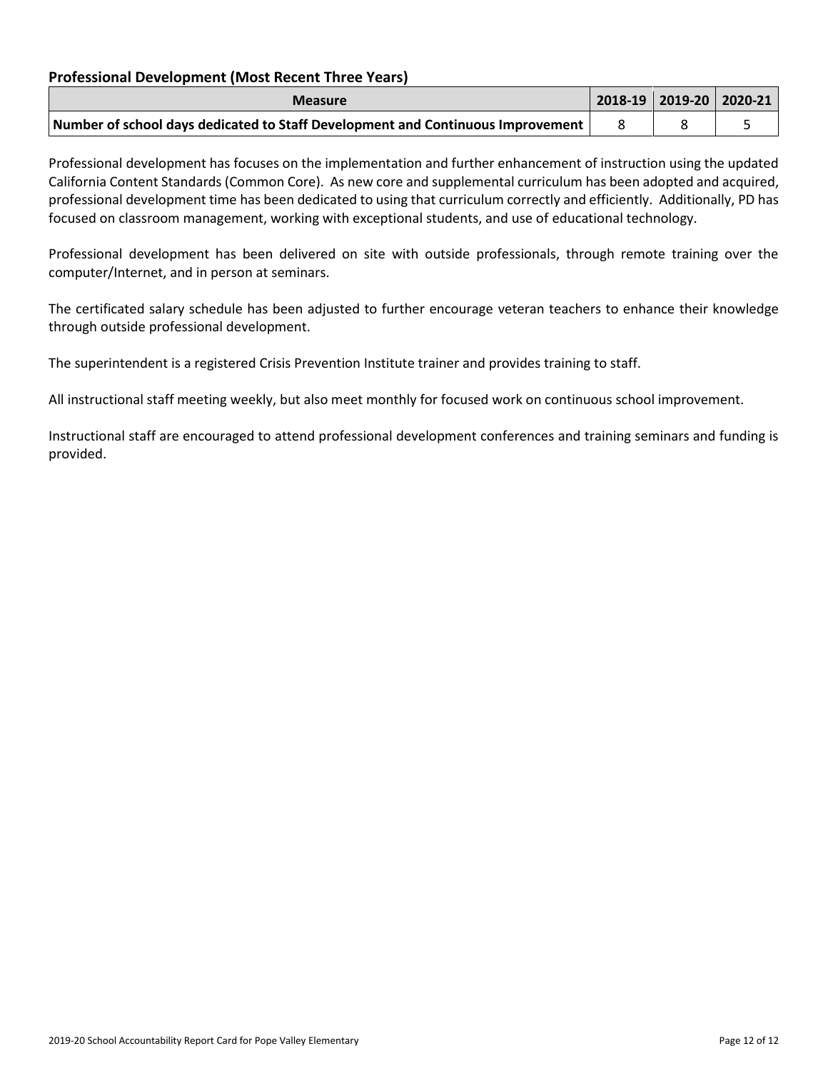### Professional Development (Most Recent Three Years)

| Measure | 2018-19 | 2019-20 | 2020-21 |
|---|---|---|---|
| **Number of school days dedicated to Staff Development and Continuous Improvement** | 8 | 8 | 5 |

Professional development has focuses on the implementation and further enhancement of instruction using the updated California Content Standards (Common Core). As new core and supplemental curriculum has been adopted and acquired, professional development time has been dedicated to using that curriculum correctly and efficiently. Additionally, PD has focused on classroom management, working with exceptional students, and use of educational technology.

Professional development has been delivered on site with outside professionals, through remote training over the computer/Internet, and in person at seminars.

The certificated salary schedule has been adjusted to further encourage veteran teachers to enhance their knowledge through outside professional development.

The superintendent is a registered Crisis Prevention Institute trainer and provides training to staff.

All instructional staff meeting weekly, but also meet monthly for focused work on continuous school improvement.

Instructional staff are encouraged to attend professional development conferences and training seminars and funding is provided.